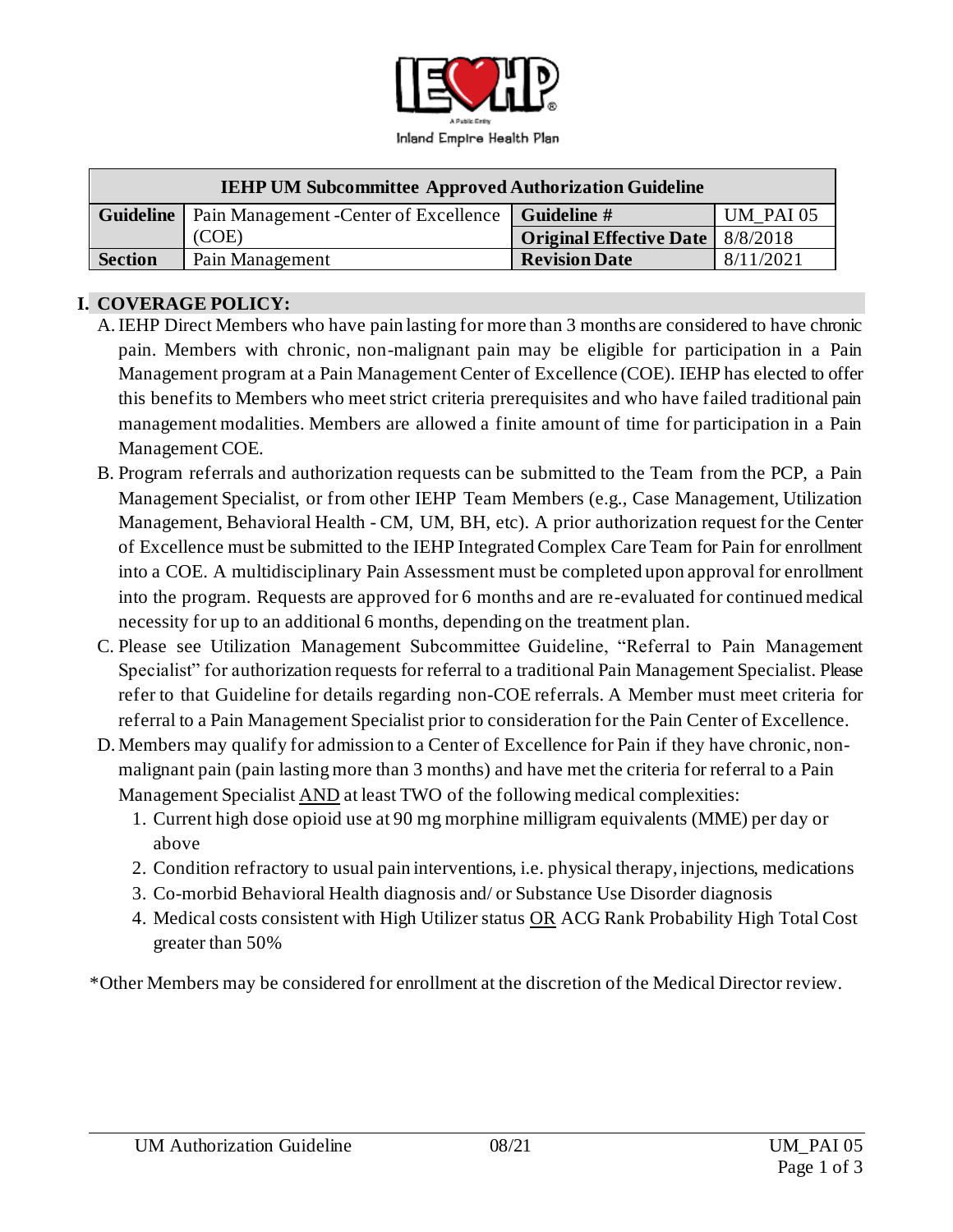IEHP

A Public Entity

Inland Empire Health Plan

| IEHP UM Subcommittee Approved Authorization Guideline | | | |
|---|---|---|---|
| **Guideline** | Pain Management -Center of Excellence (COE) | **Guideline #** | UM_PAI 05 |
| | | **Original Effective Date** | 8/8/2018 |
| **Section** | Pain Management | **Revision Date** | 8/11/2021 |

## I. COVERAGE POLICY:

A. IEHP Direct Members who have pain lasting for more than 3 months are considered to have chronic pain. Members with chronic, non-malignant pain may be eligible for participation in a Pain Management program at a Pain Management Center of Excellence (COE). IEHP has elected to offer this benefits to Members who meet strict criteria prerequisites and who have failed traditional pain management modalities. Members are allowed a finite amount of time for participation in a Pain Management COE.

B. Program referrals and authorization requests can be submitted to the Team from the PCP, a Pain Management Specialist, or from other IEHP Team Members (e.g., Case Management, Utilization Management, Behavioral Health - CM, UM, BH, etc). A prior authorization request for the Center of Excellence must be submitted to the IEHP Integrated Complex Care Team for Pain for enrollment into a COE. A multidisciplinary Pain Assessment must be completed upon approval for enrollment into the program. Requests are approved for 6 months and are re-evaluated for continued medical necessity for up to an additional 6 months, depending on the treatment plan.

C. Please see Utilization Management Subcommittee Guideline, "Referral to Pain Management Specialist" for authorization requests for referral to a traditional Pain Management Specialist. Please refer to that Guideline for details regarding non-COE referrals. A Member must meet criteria for referral to a Pain Management Specialist prior to consideration for the Pain Center of Excellence.

D. Members may qualify for admission to a Center of Excellence for Pain if they have chronic, non-malignant pain (pain lasting more than 3 months) and have met the criteria for referral to a Pain Management Specialist <u>AND</u> at least TWO of the following medical complexities:

1. Current high dose opioid use at 90 mg morphine milligram equivalents (MME) per day or above
2. Condition refractory to usual pain interventions, i.e. physical therapy, injections, medications
3. Co-morbid Behavioral Health diagnosis and/ or Substance Use Disorder diagnosis
4. Medical costs consistent with High Utilizer status <u>OR</u> ACG Rank Probability High Total Cost greater than 50%

*Other Members may be considered for enrollment at the discretion of the Medical Director review.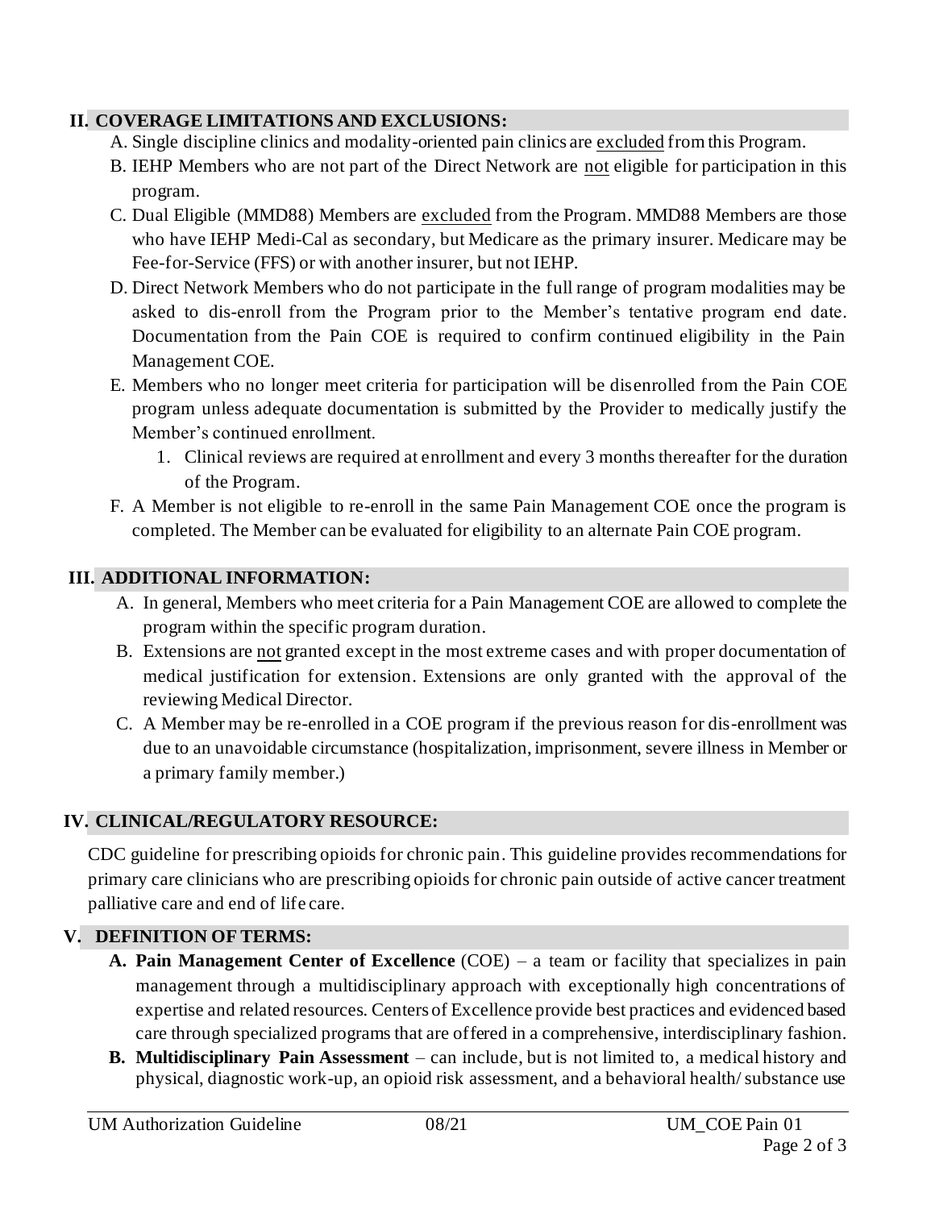## II. COVERAGE LIMITATIONS AND EXCLUSIONS:

A. Single discipline clinics and modality-oriented pain clinics are excluded from this Program.

B. IEHP Members who are not part of the Direct Network are not eligible for participation in this program.

C. Dual Eligible (MMD88) Members are excluded from the Program. MMD88 Members are those who have IEHP Medi-Cal as secondary, but Medicare as the primary insurer. Medicare may be Fee-for-Service (FFS) or with another insurer, but not IEHP.

D. Direct Network Members who do not participate in the full range of program modalities may be asked to dis-enroll from the Program prior to the Member's tentative program end date. Documentation from the Pain COE is required to confirm continued eligibility in the Pain Management COE.

E. Members who no longer meet criteria for participation will be disenrolled from the Pain COE program unless adequate documentation is submitted by the Provider to medically justify the Member's continued enrollment.

   1. Clinical reviews are required at enrollment and every 3 months thereafter for the duration of the Program.

F. A Member is not eligible to re-enroll in the same Pain Management COE once the program is completed. The Member can be evaluated for eligibility to an alternate Pain COE program.

## III. ADDITIONAL INFORMATION:

A. In general, Members who meet criteria for a Pain Management COE are allowed to complete the program within the specific program duration.

B. Extensions are not granted except in the most extreme cases and with proper documentation of medical justification for extension. Extensions are only granted with the approval of the reviewing Medical Director.

C. A Member may be re-enrolled in a COE program if the previous reason for dis-enrollment was due to an unavoidable circumstance (hospitalization, imprisonment, severe illness in Member or a primary family member.)

## IV. CLINICAL/REGULATORY RESOURCE:

CDC guideline for prescribing opioids for chronic pain. This guideline provides recommendations for primary care clinicians who are prescribing opioids for chronic pain outside of active cancer treatment palliative care and end of life care.

## V. DEFINITION OF TERMS:

A. **Pain Management Center of Excellence** (COE) – a team or facility that specializes in pain management through a multidisciplinary approach with exceptionally high concentrations of expertise and related resources. Centers of Excellence provide best practices and evidenced based care through specialized programs that are offered in a comprehensive, interdisciplinary fashion.

B. **Multidisciplinary Pain Assessment** – can include, but is not limited to, a medical history and physical, diagnostic work-up, an opioid risk assessment, and a behavioral health/ substance use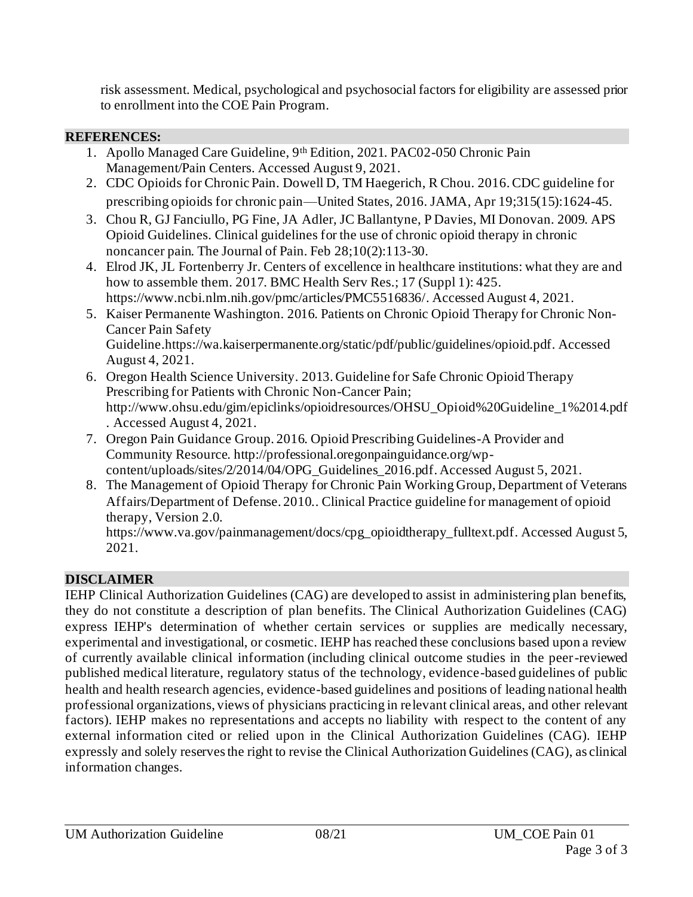risk assessment. Medical, psychological and psychosocial factors for eligibility are assessed prior to enrollment into the COE Pain Program.

## REFERENCES:

1. Apollo Managed Care Guideline, 9th Edition, 2021. PAC02-050 Chronic Pain Management/Pain Centers. Accessed August 9, 2021.
2. CDC Opioids for Chronic Pain. Dowell D, TM Haegerich, R Chou. 2016. CDC guideline for prescribing opioids for chronic pain—United States, 2016. JAMA, Apr 19;315(15):1624-45.
3. Chou R, GJ Fanciullo, PG Fine, JA Adler, JC Ballantyne, P Davies, MI Donovan. 2009. APS Opioid Guidelines. Clinical guidelines for the use of chronic opioid therapy in chronic noncancer pain. The Journal of Pain. Feb 28;10(2):113-30.
4. Elrod JK, JL Fortenberry Jr. Centers of excellence in healthcare institutions: what they are and how to assemble them. 2017. BMC Health Serv Res.; 17 (Suppl 1): 425. https://www.ncbi.nlm.nih.gov/pmc/articles/PMC5516836/. Accessed August 4, 2021.
5. Kaiser Permanente Washington. 2016. Patients on Chronic Opioid Therapy for Chronic Non-Cancer Pain Safety Guideline.https://wa.kaiserpermanente.org/static/pdf/public/guidelines/opioid.pdf. Accessed August 4, 2021.
6. Oregon Health Science University. 2013. Guideline for Safe Chronic Opioid Therapy Prescribing for Patients with Chronic Non-Cancer Pain; http://www.ohsu.edu/gim/epiclinks/opioidresources/OHSU_Opioid%20Guideline_1%2014.pdf. Accessed August 4, 2021.
7. Oregon Pain Guidance Group. 2016. Opioid Prescribing Guidelines-A Provider and Community Resource. http://professional.oregonpainguidance.org/wp-content/uploads/sites/2/2014/04/OPG_Guidelines_2016.pdf. Accessed August 5, 2021.
8. The Management of Opioid Therapy for Chronic Pain Working Group, Department of Veterans Affairs/Department of Defense. 2010.. Clinical Practice guideline for management of opioid therapy, Version 2.0. https://www.va.gov/painmanagement/docs/cpg_opioidtherapy_fulltext.pdf. Accessed August 5, 2021.

## DISCLAIMER

IEHP Clinical Authorization Guidelines (CAG) are developed to assist in administering plan benefits, they do not constitute a description of plan benefits. The Clinical Authorization Guidelines (CAG) express IEHP's determination of whether certain services or supplies are medically necessary, experimental and investigational, or cosmetic. IEHP has reached these conclusions based upon a review of currently available clinical information (including clinical outcome studies in the peer-reviewed published medical literature, regulatory status of the technology, evidence-based guidelines of public health and health research agencies, evidence-based guidelines and positions of leading national health professional organizations, views of physicians practicing in relevant clinical areas, and other relevant factors). IEHP makes no representations and accepts no liability with respect to the content of any external information cited or relied upon in the Clinical Authorization Guidelines (CAG). IEHP expressly and solely reserves the right to revise the Clinical Authorization Guidelines (CAG), as clinical information changes.